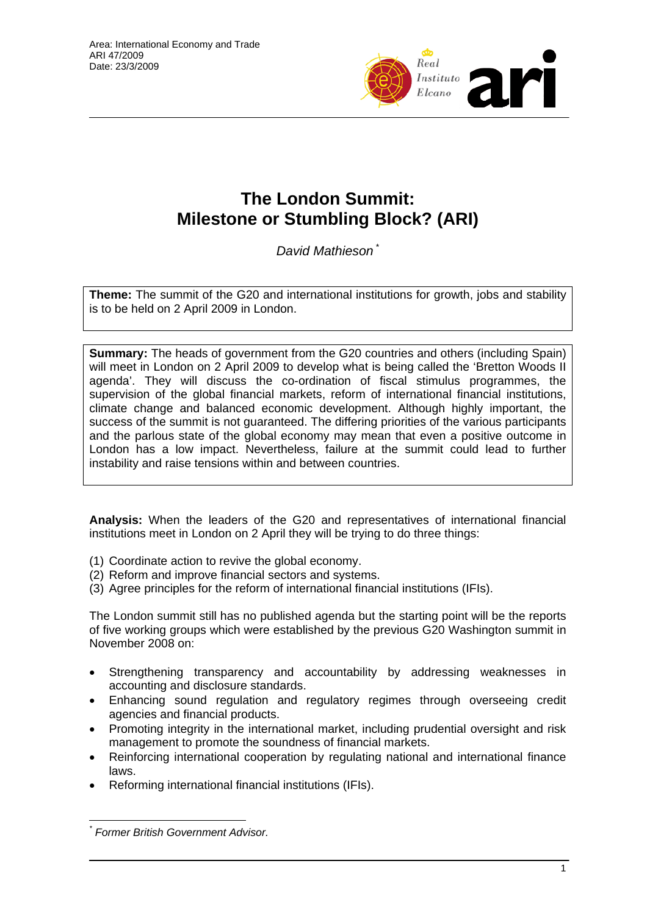Area: International Economy and Trade
ARI 47/2009
Date: 23/3/2009

# The London Summit: Milestone or Stumbling Block? (ARI)

*David Mathieson* [*]

**Theme:** The summit of the G20 and international institutions for growth, jobs and stability is to be held on 2 April 2009 in London.

**Summary:** The heads of government from the G20 countries and others (including Spain) will meet in London on 2 April 2009 to develop what is being called the 'Bretton Woods II agenda'. They will discuss the co-ordination of fiscal stimulus programmes, the supervision of the global financial markets, reform of international financial institutions, climate change and balanced economic development. Although highly important, the success of the summit is not guaranteed. The differing priorities of the various participants and the parlous state of the global economy may mean that even a positive outcome in London has a low impact. Nevertheless, failure at the summit could lead to further instability and raise tensions within and between countries.

**Analysis:** When the leaders of the G20 and representatives of international financial institutions meet in London on 2 April they will be trying to do three things:

(1) Coordinate action to revive the global economy.
(2) Reform and improve financial sectors and systems.
(3) Agree principles for the reform of international financial institutions (IFIs).

The London summit still has no published agenda but the starting point will be the reports of five working groups which were established by the previous G20 Washington summit in November 2008 on:

- Strengthening transparency and accountability by addressing weaknesses in accounting and disclosure standards.
- Enhancing sound regulation and regulatory regimes through overseeing credit agencies and financial products.
- Promoting integrity in the international market, including prudential oversight and risk management to promote the soundness of financial markets.
- Reinforcing international cooperation by regulating national and international finance laws.
- Reforming international financial institutions (IFIs).

[*] *Former British Government Advisor.*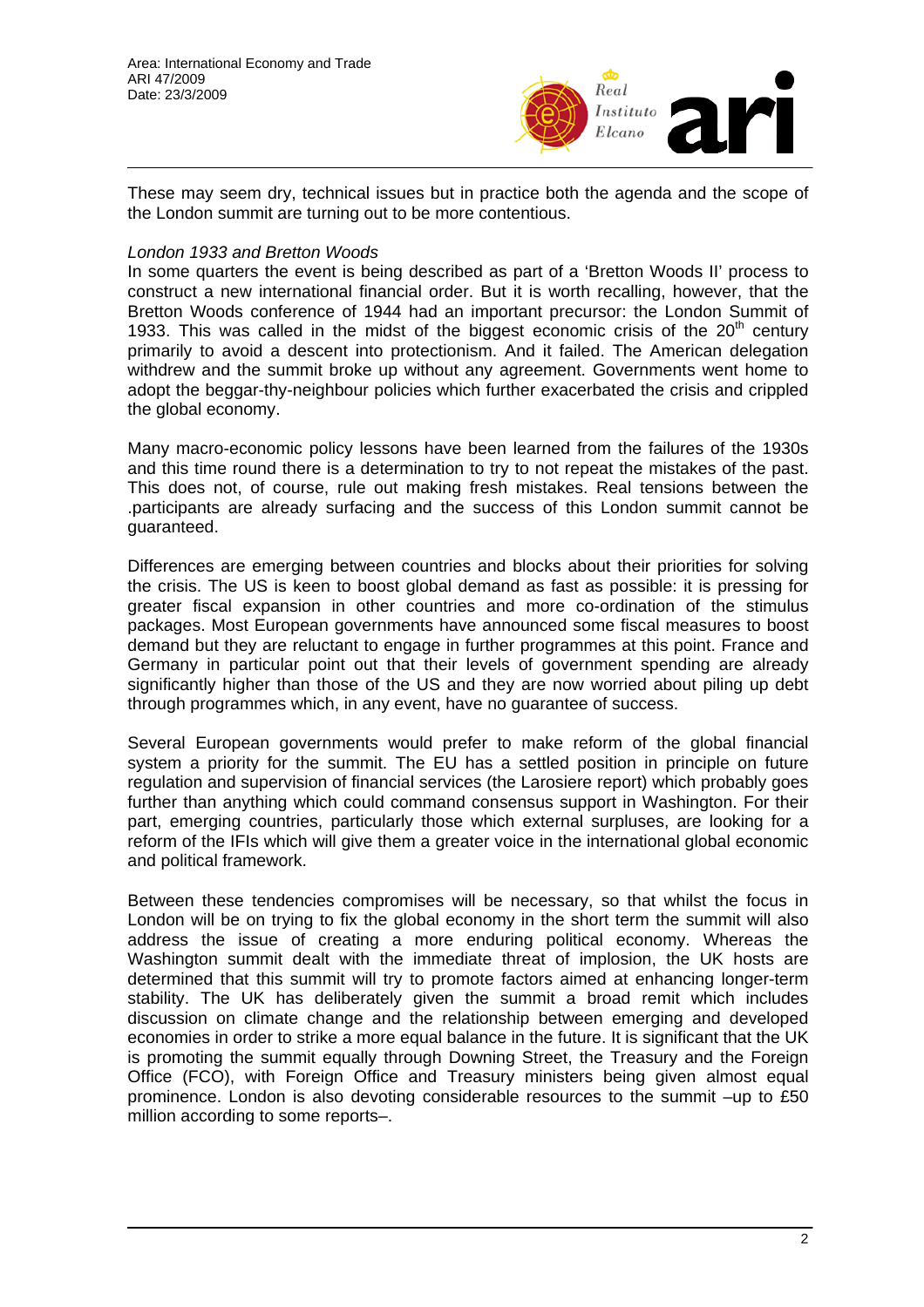These may seem dry, technical issues but in practice both the agenda and the scope of the London summit are turning out to be more contentious.

*London 1933 and Bretton Woods*

In some quarters the event is being described as part of a 'Bretton Woods II' process to construct a new international financial order. But it is worth recalling, however, that the Bretton Woods conference of 1944 had an important precursor: the London Summit of 1933. This was called in the midst of the biggest economic crisis of the 20th century primarily to avoid a descent into protectionism. And it failed. The American delegation withdrew and the summit broke up without any agreement. Governments went home to adopt the beggar-thy-neighbour policies which further exacerbated the crisis and crippled the global economy.

Many macro-economic policy lessons have been learned from the failures of the 1930s and this time round there is a determination to try to not repeat the mistakes of the past. This does not, of course, rule out making fresh mistakes. Real tensions between the .participants are already surfacing and the success of this London summit cannot be guaranteed.

Differences are emerging between countries and blocks about their priorities for solving the crisis. The US is keen to boost global demand as fast as possible: it is pressing for greater fiscal expansion in other countries and more co-ordination of the stimulus packages. Most European governments have announced some fiscal measures to boost demand but they are reluctant to engage in further programmes at this point. France and Germany in particular point out that their levels of government spending are already significantly higher than those of the US and they are now worried about piling up debt through programmes which, in any event, have no guarantee of success.

Several European governments would prefer to make reform of the global financial system a priority for the summit. The EU has a settled position in principle on future regulation and supervision of financial services (the Larosiere report) which probably goes further than anything which could command consensus support in Washington. For their part, emerging countries, particularly those which external surpluses, are looking for a reform of the IFIs which will give them a greater voice in the international global economic and political framework.

Between these tendencies compromises will be necessary, so that whilst the focus in London will be on trying to fix the global economy in the short term the summit will also address the issue of creating a more enduring political economy. Whereas the Washington summit dealt with the immediate threat of implosion, the UK hosts are determined that this summit will try to promote factors aimed at enhancing longer-term stability. The UK has deliberately given the summit a broad remit which includes discussion on climate change and the relationship between emerging and developed economies in order to strike a more equal balance in the future. It is significant that the UK is promoting the summit equally through Downing Street, the Treasury and the Foreign Office (FCO), with Foreign Office and Treasury ministers being given almost equal prominence. London is also devoting considerable resources to the summit –up to £50 million according to some reports–.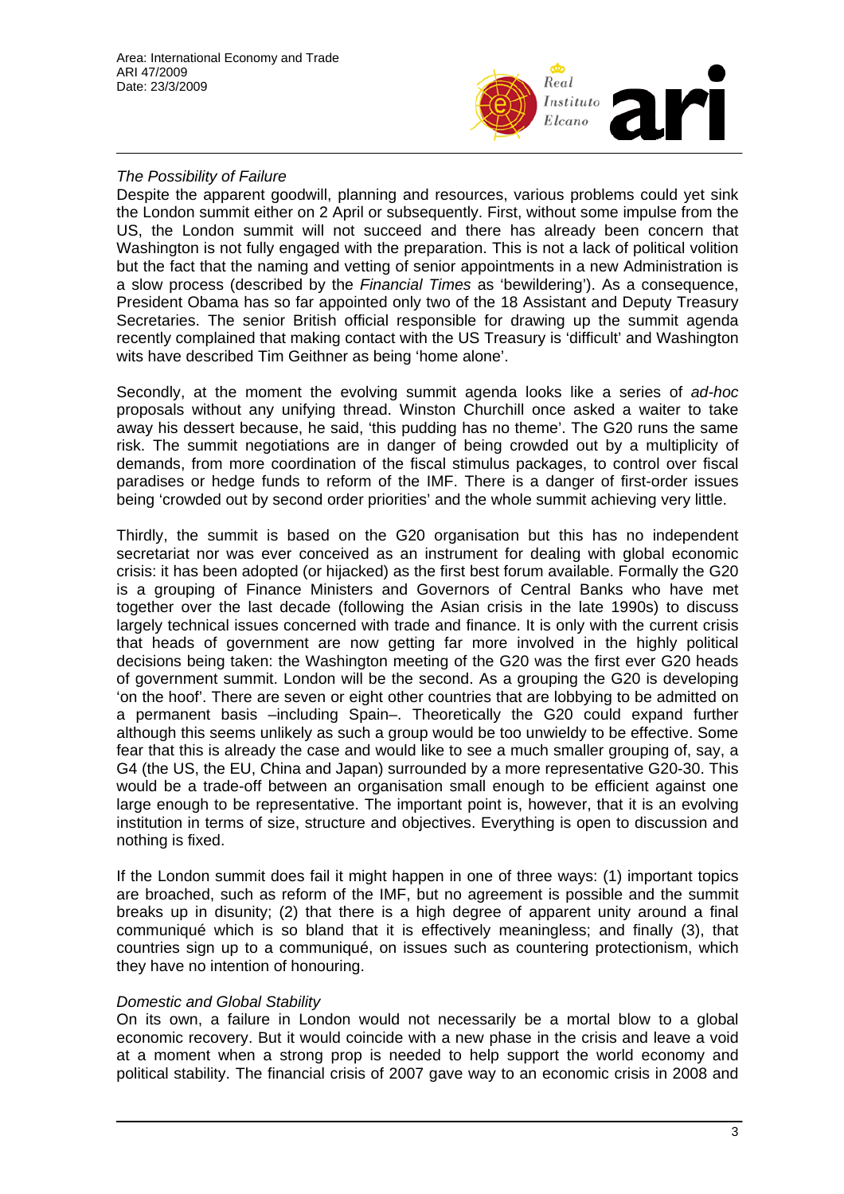*The Possibility of Failure*

Despite the apparent goodwill, planning and resources, various problems could yet sink the London summit either on 2 April or subsequently. First, without some impulse from the US, the London summit will not succeed and there has already been concern that Washington is not fully engaged with the preparation. This is not a lack of political volition but the fact that the naming and vetting of senior appointments in a new Administration is a slow process (described by the *Financial Times* as 'bewildering'). As a consequence, President Obama has so far appointed only two of the 18 Assistant and Deputy Treasury Secretaries. The senior British official responsible for drawing up the summit agenda recently complained that making contact with the US Treasury is 'difficult' and Washington wits have described Tim Geithner as being 'home alone'.

Secondly, at the moment the evolving summit agenda looks like a series of *ad-hoc* proposals without any unifying thread. Winston Churchill once asked a waiter to take away his dessert because, he said, 'this pudding has no theme'. The G20 runs the same risk. The summit negotiations are in danger of being crowded out by a multiplicity of demands, from more coordination of the fiscal stimulus packages, to control over fiscal paradises or hedge funds to reform of the IMF. There is a danger of first-order issues being 'crowded out by second order priorities' and the whole summit achieving very little.

Thirdly, the summit is based on the G20 organisation but this has no independent secretariat nor was ever conceived as an instrument for dealing with global economic crisis: it has been adopted (or hijacked) as the first best forum available. Formally the G20 is a grouping of Finance Ministers and Governors of Central Banks who have met together over the last decade (following the Asian crisis in the late 1990s) to discuss largely technical issues concerned with trade and finance. It is only with the current crisis that heads of government are now getting far more involved in the highly political decisions being taken: the Washington meeting of the G20 was the first ever G20 heads of government summit. London will be the second. As a grouping the G20 is developing 'on the hoof'. There are seven or eight other countries that are lobbying to be admitted on a permanent basis –including Spain–. Theoretically the G20 could expand further although this seems unlikely as such a group would be too unwieldy to be effective. Some fear that this is already the case and would like to see a much smaller grouping of, say, a G4 (the US, the EU, China and Japan) surrounded by a more representative G20-30. This would be a trade-off between an organisation small enough to be efficient against one large enough to be representative. The important point is, however, that it is an evolving institution in terms of size, structure and objectives. Everything is open to discussion and nothing is fixed.

If the London summit does fail it might happen in one of three ways: (1) important topics are broached, such as reform of the IMF, but no agreement is possible and the summit breaks up in disunity; (2) that there is a high degree of apparent unity around a final communiqué which is so bland that it is effectively meaningless; and finally (3), that countries sign up to a communiqué, on issues such as countering protectionism, which they have no intention of honouring.

*Domestic and Global Stability*

On its own, a failure in London would not necessarily be a mortal blow to a global economic recovery. But it would coincide with a new phase in the crisis and leave a void at a moment when a strong prop is needed to help support the world economy and political stability. The financial crisis of 2007 gave way to an economic crisis in 2008 and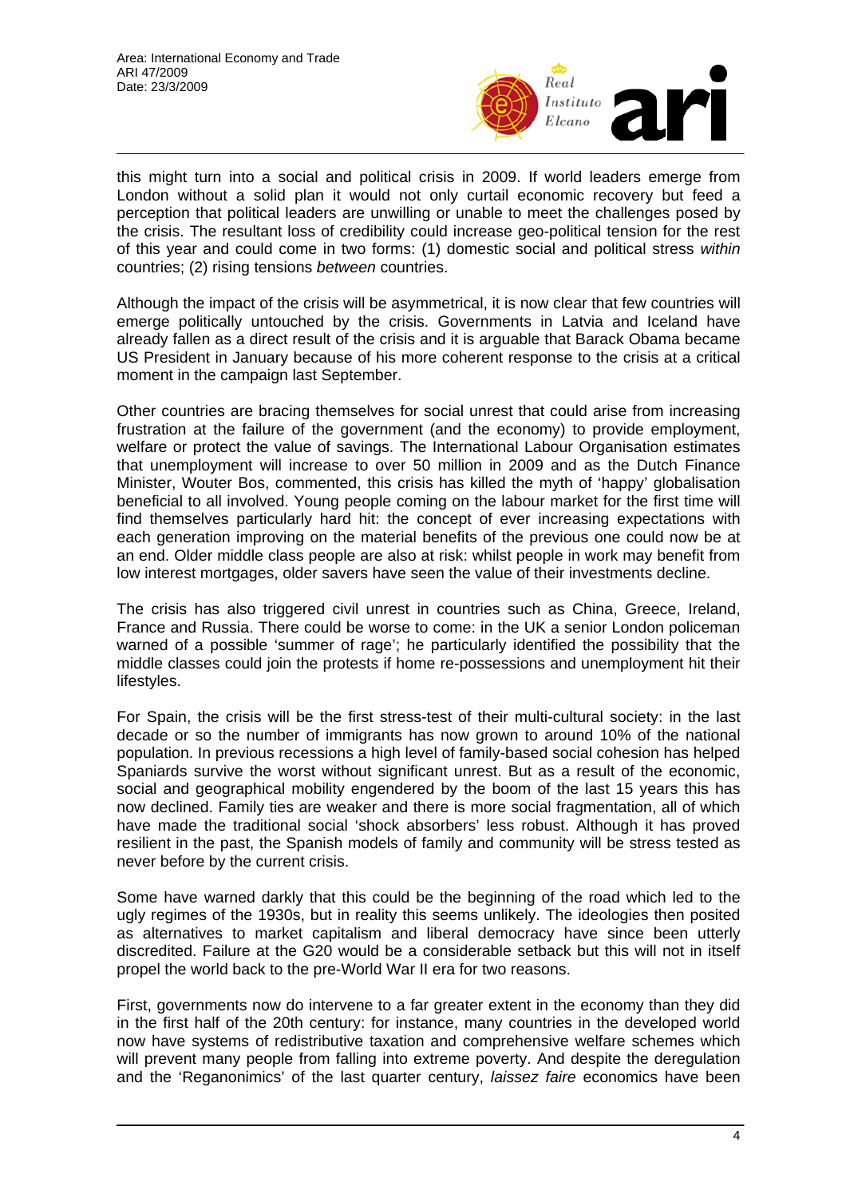this might turn into a social and political crisis in 2009. If world leaders emerge from London without a solid plan it would not only curtail economic recovery but feed a perception that political leaders are unwilling or unable to meet the challenges posed by the crisis. The resultant loss of credibility could increase geo-political tension for the rest of this year and could come in two forms: (1) domestic social and political stress *within* countries; (2) rising tensions *between* countries.

Although the impact of the crisis will be asymmetrical, it is now clear that few countries will emerge politically untouched by the crisis. Governments in Latvia and Iceland have already fallen as a direct result of the crisis and it is arguable that Barack Obama became US President in January because of his more coherent response to the crisis at a critical moment in the campaign last September.

Other countries are bracing themselves for social unrest that could arise from increasing frustration at the failure of the government (and the economy) to provide employment, welfare or protect the value of savings. The International Labour Organisation estimates that unemployment will increase to over 50 million in 2009 and as the Dutch Finance Minister, Wouter Bos, commented, this crisis has killed the myth of 'happy' globalisation beneficial to all involved. Young people coming on the labour market for the first time will find themselves particularly hard hit: the concept of ever increasing expectations with each generation improving on the material benefits of the previous one could now be at an end. Older middle class people are also at risk: whilst people in work may benefit from low interest mortgages, older savers have seen the value of their investments decline.

The crisis has also triggered civil unrest in countries such as China, Greece, Ireland, France and Russia. There could be worse to come: in the UK a senior London policeman warned of a possible 'summer of rage'; he particularly identified the possibility that the middle classes could join the protests if home re-possessions and unemployment hit their lifestyles.

For Spain, the crisis will be the first stress-test of their multi-cultural society: in the last decade or so the number of immigrants has now grown to around 10% of the national population. In previous recessions a high level of family-based social cohesion has helped Spaniards survive the worst without significant unrest. But as a result of the economic, social and geographical mobility engendered by the boom of the last 15 years this has now declined. Family ties are weaker and there is more social fragmentation, all of which have made the traditional social 'shock absorbers' less robust. Although it has proved resilient in the past, the Spanish models of family and community will be stress tested as never before by the current crisis.

Some have warned darkly that this could be the beginning of the road which led to the ugly regimes of the 1930s, but in reality this seems unlikely. The ideologies then posited as alternatives to market capitalism and liberal democracy have since been utterly discredited. Failure at the G20 would be a considerable setback but this will not in itself propel the world back to the pre-World War II era for two reasons.

First, governments now do intervene to a far greater extent in the economy than they did in the first half of the 20th century: for instance, many countries in the developed world now have systems of redistributive taxation and comprehensive welfare schemes which will prevent many people from falling into extreme poverty. And despite the deregulation and the 'Reganonimics' of the last quarter century, *laissez faire* economics have been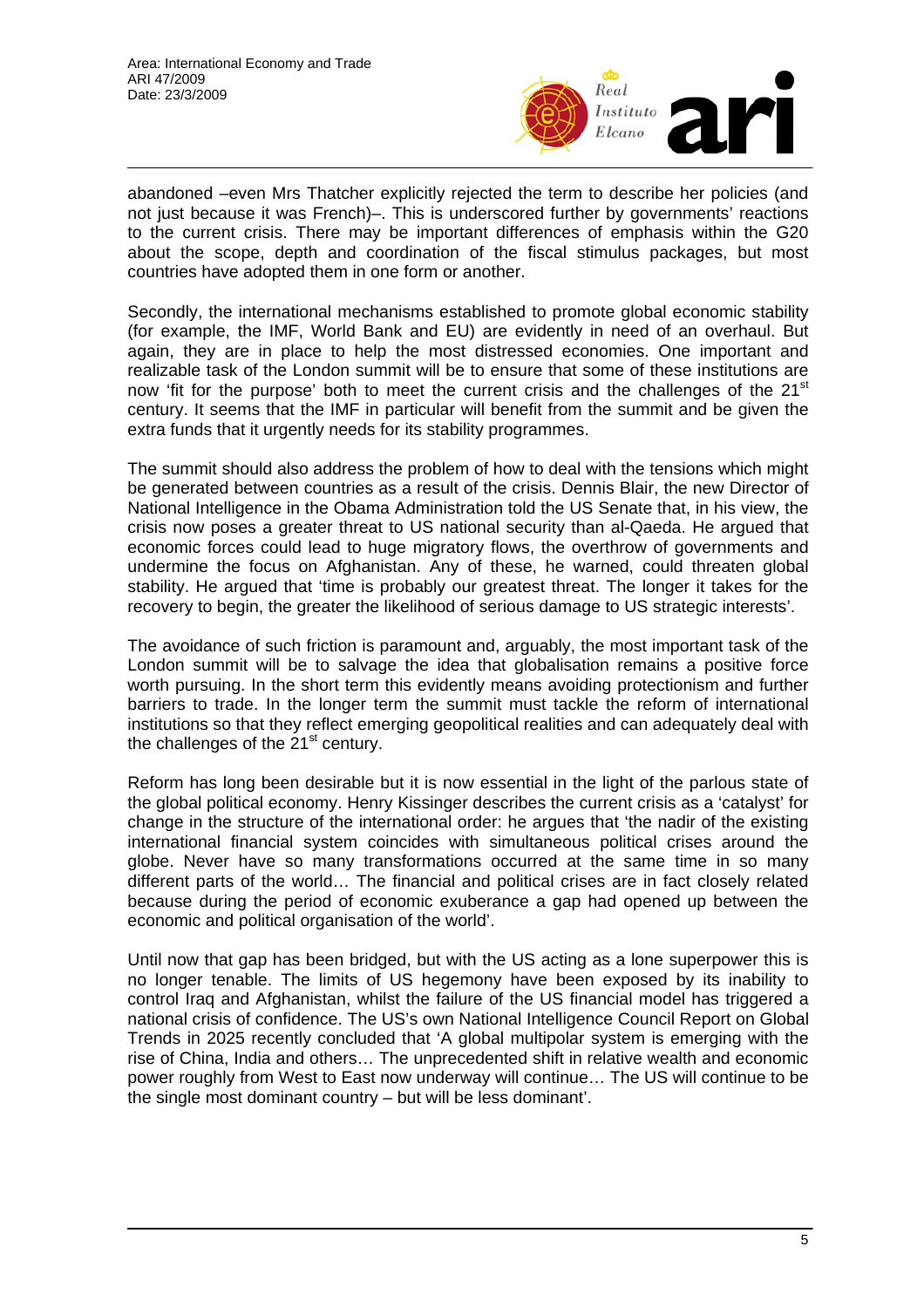abandoned –even Mrs Thatcher explicitly rejected the term to describe her policies (and not just because it was French)–. This is underscored further by governments' reactions to the current crisis. There may be important differences of emphasis within the G20 about the scope, depth and coordination of the fiscal stimulus packages, but most countries have adopted them in one form or another.

Secondly, the international mechanisms established to promote global economic stability (for example, the IMF, World Bank and EU) are evidently in need of an overhaul. But again, they are in place to help the most distressed economies. One important and realizable task of the London summit will be to ensure that some of these institutions are now 'fit for the purpose' both to meet the current crisis and the challenges of the 21st century. It seems that the IMF in particular will benefit from the summit and be given the extra funds that it urgently needs for its stability programmes.

The summit should also address the problem of how to deal with the tensions which might be generated between countries as a result of the crisis. Dennis Blair, the new Director of National Intelligence in the Obama Administration told the US Senate that, in his view, the crisis now poses a greater threat to US national security than al-Qaeda. He argued that economic forces could lead to huge migratory flows, the overthrow of governments and undermine the focus on Afghanistan. Any of these, he warned, could threaten global stability. He argued that 'time is probably our greatest threat. The longer it takes for the recovery to begin, the greater the likelihood of serious damage to US strategic interests'.

The avoidance of such friction is paramount and, arguably, the most important task of the London summit will be to salvage the idea that globalisation remains a positive force worth pursuing. In the short term this evidently means avoiding protectionism and further barriers to trade. In the longer term the summit must tackle the reform of international institutions so that they reflect emerging geopolitical realities and can adequately deal with the challenges of the 21st century.

Reform has long been desirable but it is now essential in the light of the parlous state of the global political economy. Henry Kissinger describes the current crisis as a 'catalyst' for change in the structure of the international order: he argues that 'the nadir of the existing international financial system coincides with simultaneous political crises around the globe. Never have so many transformations occurred at the same time in so many different parts of the world… The financial and political crises are in fact closely related because during the period of economic exuberance a gap had opened up between the economic and political organisation of the world'.

Until now that gap has been bridged, but with the US acting as a lone superpower this is no longer tenable. The limits of US hegemony have been exposed by its inability to control Iraq and Afghanistan, whilst the failure of the US financial model has triggered a national crisis of confidence. The US's own National Intelligence Council Report on Global Trends in 2025 recently concluded that 'A global multipolar system is emerging with the rise of China, India and others… The unprecedented shift in relative wealth and economic power roughly from West to East now underway will continue… The US will continue to be the single most dominant country – but will be less dominant'.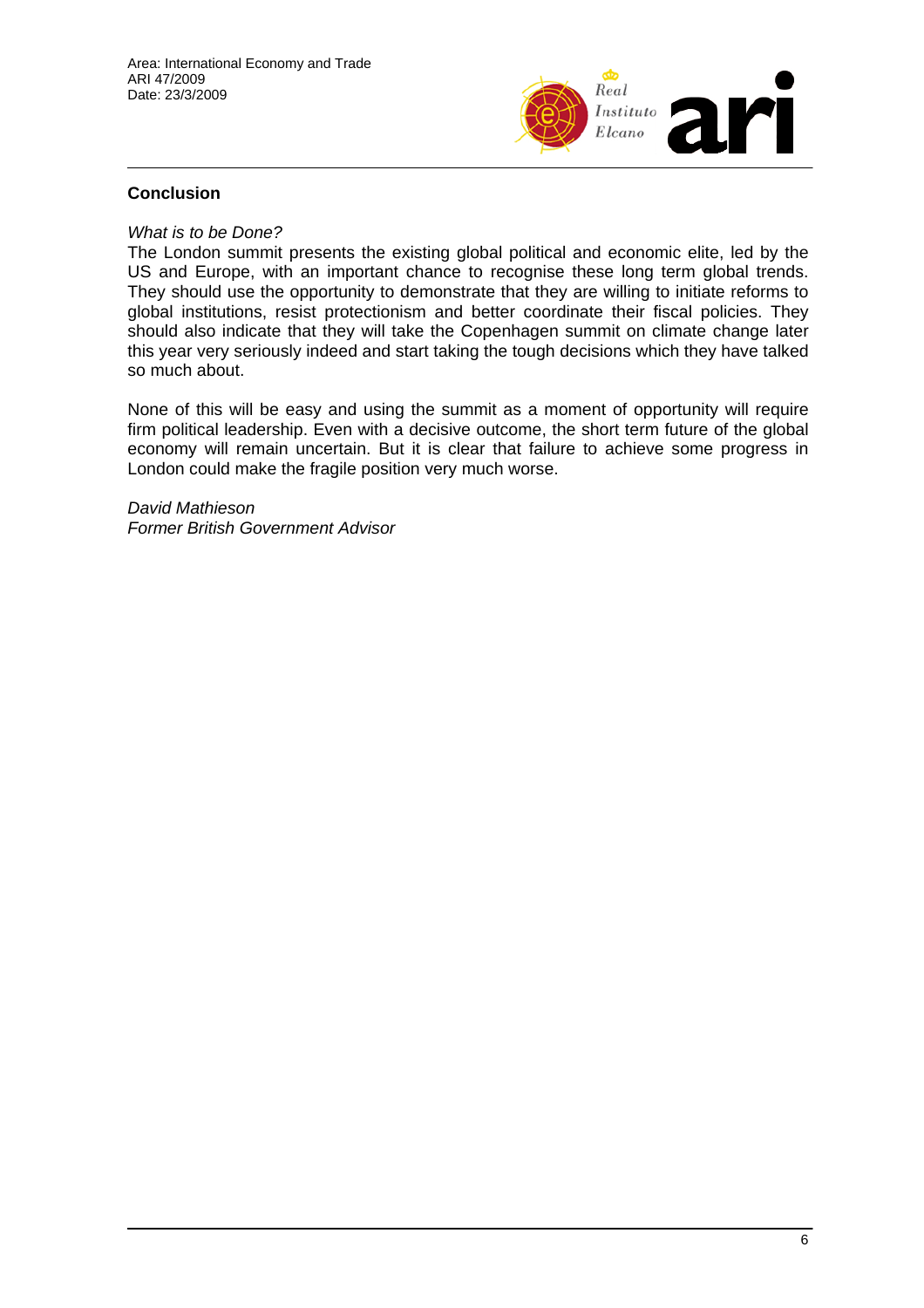## Conclusion

*What is to be Done?*

The London summit presents the existing global political and economic elite, led by the US and Europe, with an important chance to recognise these long term global trends. They should use the opportunity to demonstrate that they are willing to initiate reforms to global institutions, resist protectionism and better coordinate their fiscal policies. They should also indicate that they will take the Copenhagen summit on climate change later this year very seriously indeed and start taking the tough decisions which they have talked so much about.

None of this will be easy and using the summit as a moment of opportunity will require firm political leadership. Even with a decisive outcome, the short term future of the global economy will remain uncertain. But it is clear that failure to achieve some progress in London could make the fragile position very much worse.

*David Mathieson*
*Former British Government Advisor*